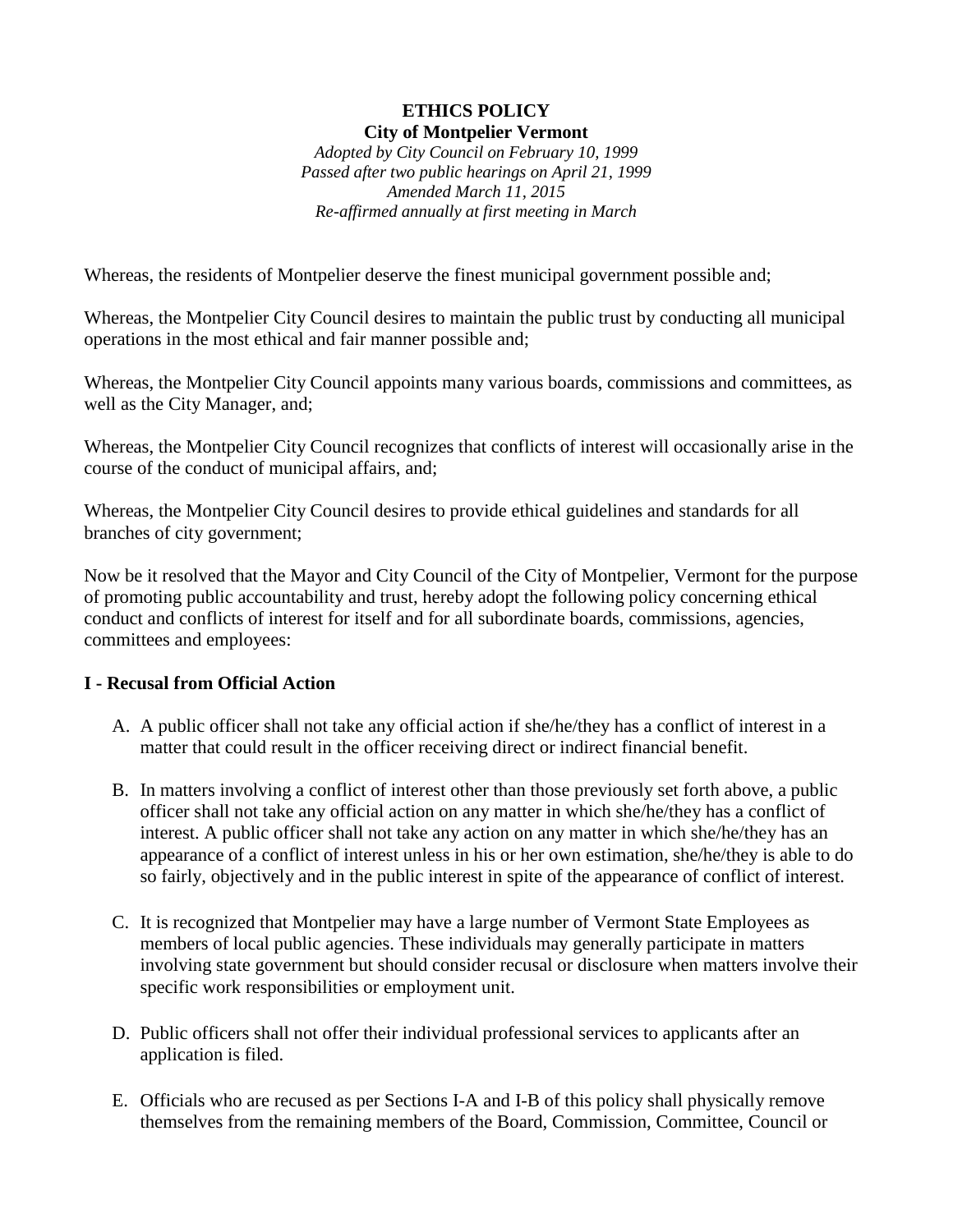**ETHICS POLICY**
**City of Montpelier Vermont**

*Adopted by City Council on February 10, 1999*
*Passed after two public hearings on April 21, 1999*
*Amended March 11, 2015*
*Re-affirmed annually at first meeting in March*

Whereas, the residents of Montpelier deserve the finest municipal government possible and;

Whereas, the Montpelier City Council desires to maintain the public trust by conducting all municipal operations in the most ethical and fair manner possible and;

Whereas, the Montpelier City Council appoints many various boards, commissions and committees, as well as the City Manager, and;

Whereas, the Montpelier City Council recognizes that conflicts of interest will occasionally arise in the course of the conduct of municipal affairs, and;

Whereas, the Montpelier City Council desires to provide ethical guidelines and standards for all branches of city government;

Now be it resolved that the Mayor and City Council of the City of Montpelier, Vermont for the purpose of promoting public accountability and trust, hereby adopt the following policy concerning ethical conduct and conflicts of interest for itself and for all subordinate boards, commissions, agencies, committees and employees:

**I - Recusal from Official Action**

A. A public officer shall not take any official action if she/he/they has a conflict of interest in a matter that could result in the officer receiving direct or indirect financial benefit.

B. In matters involving a conflict of interest other than those previously set forth above, a public officer shall not take any official action on any matter in which she/he/they has a conflict of interest. A public officer shall not take any action on any matter in which she/he/they has an appearance of a conflict of interest unless in his or her own estimation, she/he/they is able to do so fairly, objectively and in the public interest in spite of the appearance of conflict of interest.

C. It is recognized that Montpelier may have a large number of Vermont State Employees as members of local public agencies. These individuals may generally participate in matters involving state government but should consider recusal or disclosure when matters involve their specific work responsibilities or employment unit.

D. Public officers shall not offer their individual professional services to applicants after an application is filed.

E. Officials who are recused as per Sections I-A and I-B of this policy shall physically remove themselves from the remaining members of the Board, Commission, Committee, Council or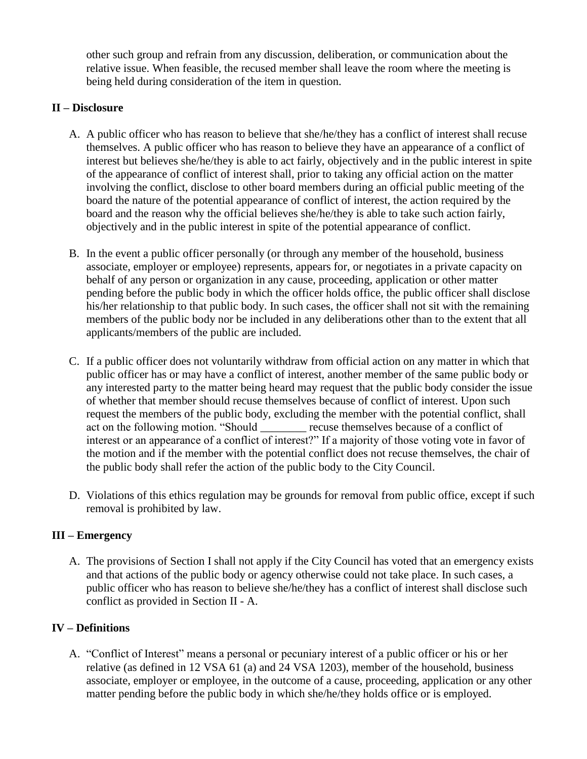other such group and refrain from any discussion, deliberation, or communication about the relative issue. When feasible, the recused member shall leave the room where the meeting is being held during consideration of the item in question.

**II – Disclosure**

A. A public officer who has reason to believe that she/he/they has a conflict of interest shall recuse themselves. A public officer who has reason to believe they have an appearance of a conflict of interest but believes she/he/they is able to act fairly, objectively and in the public interest in spite of the appearance of conflict of interest shall, prior to taking any official action on the matter involving the conflict, disclose to other board members during an official public meeting of the board the nature of the potential appearance of conflict of interest, the action required by the board and the reason why the official believes she/he/they is able to take such action fairly, objectively and in the public interest in spite of the potential appearance of conflict.

B. In the event a public officer personally (or through any member of the household, business associate, employer or employee) represents, appears for, or negotiates in a private capacity on behalf of any person or organization in any cause, proceeding, application or other matter pending before the public body in which the officer holds office, the public officer shall disclose his/her relationship to that public body. In such cases, the officer shall not sit with the remaining members of the public body nor be included in any deliberations other than to the extent that all applicants/members of the public are included.

C. If a public officer does not voluntarily withdraw from official action on any matter in which that public officer has or may have a conflict of interest, another member of the same public body or any interested party to the matter being heard may request that the public body consider the issue of whether that member should recuse themselves because of conflict of interest. Upon such request the members of the public body, excluding the member with the potential conflict, shall act on the following motion. "Should ________ recuse themselves because of a conflict of interest or an appearance of a conflict of interest?" If a majority of those voting vote in favor of the motion and if the member with the potential conflict does not recuse themselves, the chair of the public body shall refer the action of the public body to the City Council.

D. Violations of this ethics regulation may be grounds for removal from public office, except if such removal is prohibited by law.

**III – Emergency**

A. The provisions of Section I shall not apply if the City Council has voted that an emergency exists and that actions of the public body or agency otherwise could not take place. In such cases, a public officer who has reason to believe she/he/they has a conflict of interest shall disclose such conflict as provided in Section II - A.

**IV – Definitions**

A. "Conflict of Interest" means a personal or pecuniary interest of a public officer or his or her relative (as defined in 12 VSA 61 (a) and 24 VSA 1203), member of the household, business associate, employer or employee, in the outcome of a cause, proceeding, application or any other matter pending before the public body in which she/he/they holds office or is employed.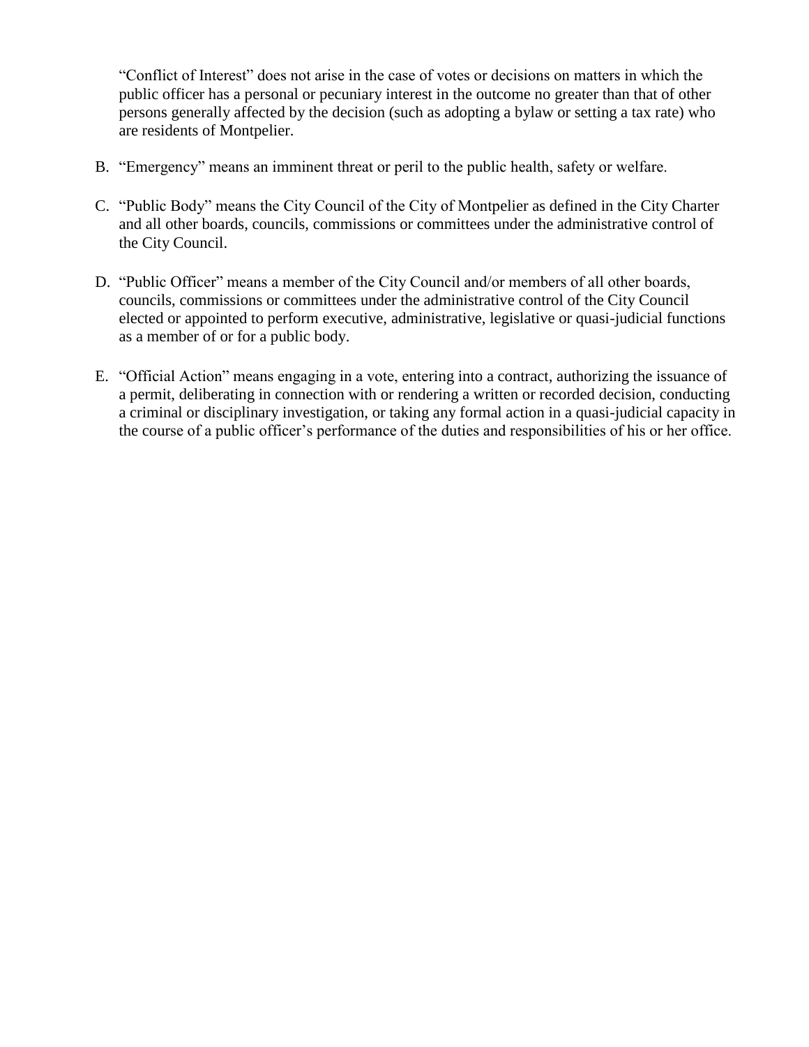"Conflict of Interest" does not arise in the case of votes or decisions on matters in which the public officer has a personal or pecuniary interest in the outcome no greater than that of other persons generally affected by the decision (such as adopting a bylaw or setting a tax rate) who are residents of Montpelier.

B. "Emergency" means an imminent threat or peril to the public health, safety or welfare.

C. "Public Body" means the City Council of the City of Montpelier as defined in the City Charter and all other boards, councils, commissions or committees under the administrative control of the City Council.

D. "Public Officer" means a member of the City Council and/or members of all other boards, councils, commissions or committees under the administrative control of the City Council elected or appointed to perform executive, administrative, legislative or quasi-judicial functions as a member of or for a public body.

E. "Official Action" means engaging in a vote, entering into a contract, authorizing the issuance of a permit, deliberating in connection with or rendering a written or recorded decision, conducting a criminal or disciplinary investigation, or taking any formal action in a quasi-judicial capacity in the course of a public officer's performance of the duties and responsibilities of his or her office.